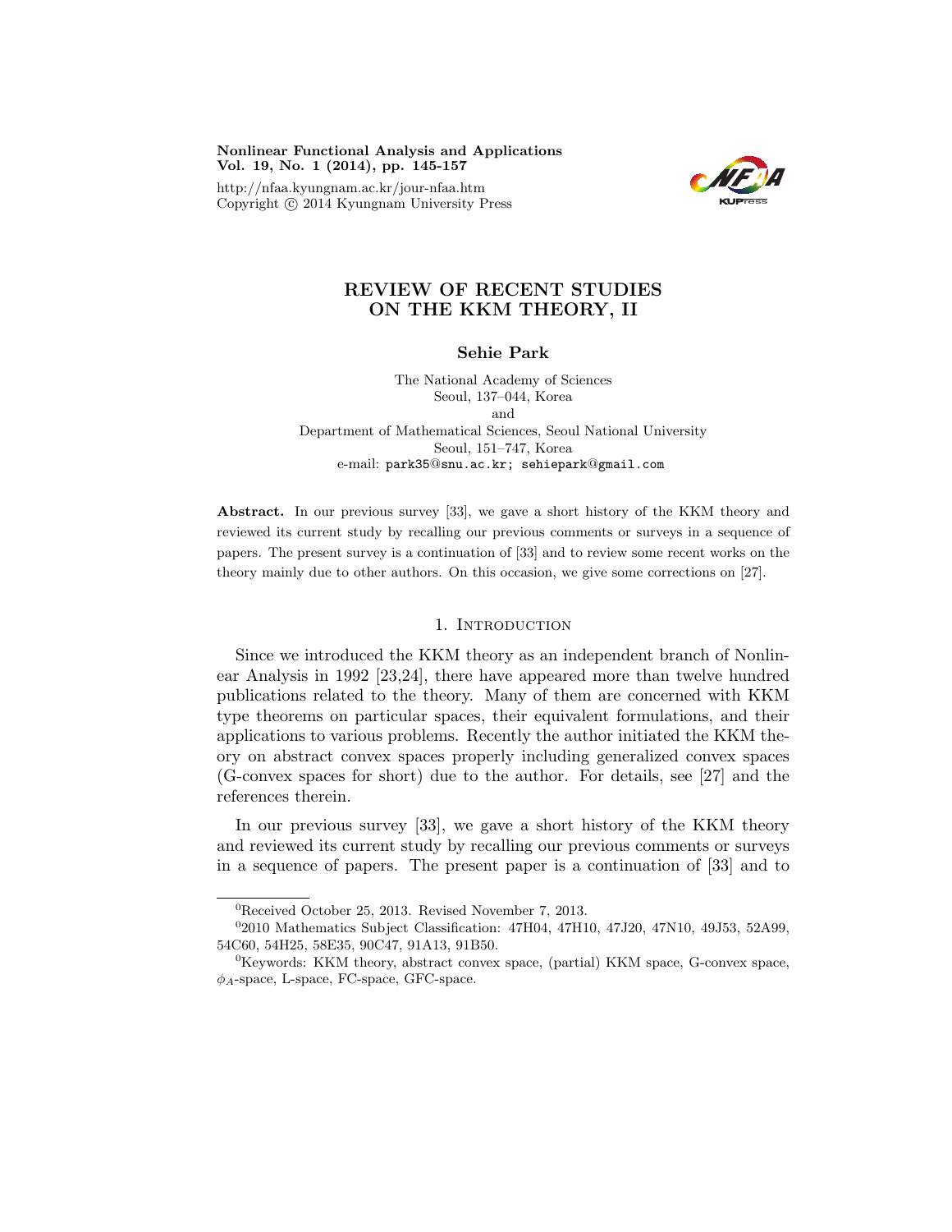# REVIEW OF RECENT STUDIES ON THE KKM THEORY, II

**Sehie Park**

The National Academy of Sciences
Seoul, 137–044, Korea
and
Department of Mathematical Sciences, Seoul National University
Seoul, 151–747, Korea
e-mail: park35@snu.ac.kr; sehiepark@gmail.com

**Abstract.** In our previous survey [33], we gave a short history of the KKM theory and reviewed its current study by recalling our previous comments or surveys in a sequence of papers. The present survey is a continuation of [33] and to review some recent works on the theory mainly due to other authors. On this occasion, we give some corrections on [27].

## 1. Introduction

Since we introduced the KKM theory as an independent branch of Nonlinear Analysis in 1992 [23,24], there have appeared more than twelve hundred publications related to the theory. Many of them are concerned with KKM type theorems on particular spaces, their equivalent formulations, and their applications to various problems. Recently the author initiated the KKM theory on abstract convex spaces properly including generalized convex spaces (G-convex spaces for short) due to the author. For details, see [27] and the references therein.

In our previous survey [33], we gave a short history of the KKM theory and reviewed its current study by recalling our previous comments or surveys in a sequence of papers. The present paper is a continuation of [33] and to

---

[0]Received October 25, 2013. Revised November 7, 2013.

[0]2010 Mathematics Subject Classification: 47H04, 47H10, 47J20, 47N10, 49J53, 52A99, 54C60, 54H25, 58E35, 90C47, 91A13, 91B50.

[0]Keywords: KKM theory, abstract convex space, (partial) KKM space, G-convex space, $\phi_A$-space, L-space, FC-space, GFC-space.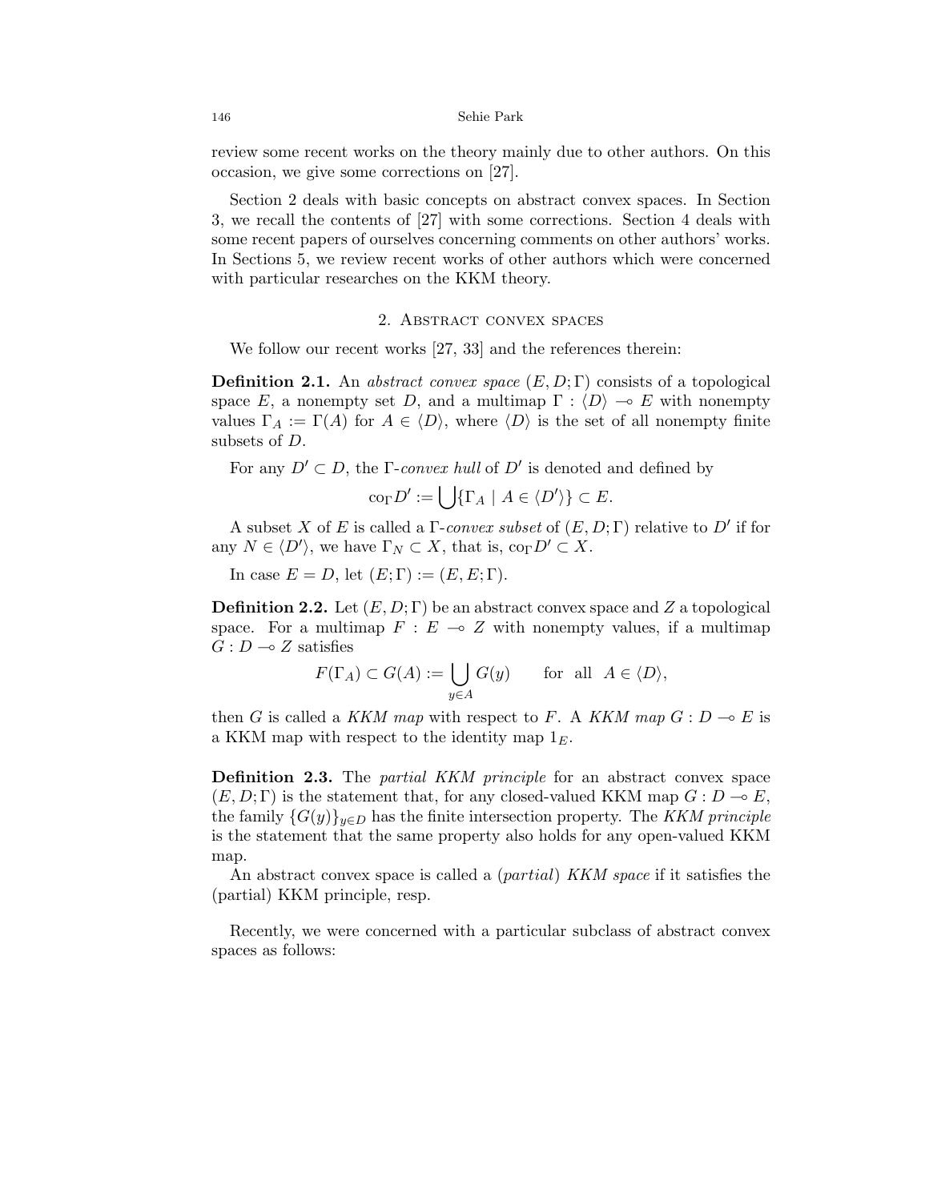review some recent works on the theory mainly due to other authors. On this occasion, we give some corrections on [27].

Section 2 deals with basic concepts on abstract convex spaces. In Section 3, we recall the contents of [27] with some corrections. Section 4 deals with some recent papers of ourselves concerning comments on other authors' works. In Sections 5, we review recent works of other authors which were concerned with particular researches on the KKM theory.

## 2. Abstract convex spaces

We follow our recent works [27, 33] and the references therein:

**Definition 2.1.** An *abstract convex space* $(E, D; \Gamma)$ consists of a topological space $E$, a nonempty set $D$, and a multimap $\Gamma : \langle D \rangle \multimap E$ with nonempty values $\Gamma_A := \Gamma(A)$ for $A \in \langle D \rangle$, where $\langle D \rangle$ is the set of all nonempty finite subsets of $D$.

For any $D' \subset D$, the $\Gamma$-*convex hull* of $D'$ is denoted and defined by

$$\mathrm{co}_\Gamma D' := \bigcup \{\Gamma_A \mid A \in \langle D' \rangle\} \subset E.$$

A subset $X$ of $E$ is called a $\Gamma$-*convex subset* of $(E, D; \Gamma)$ relative to $D'$ if for any $N \in \langle D' \rangle$, we have $\Gamma_N \subset X$, that is, $\mathrm{co}_\Gamma D' \subset X$.

In case $E = D$, let $(E; \Gamma) := (E, E; \Gamma)$.

**Definition 2.2.** Let $(E, D; \Gamma)$ be an abstract convex space and $Z$ a topological space. For a multimap $F : E \multimap Z$ with nonempty values, if a multimap $G : D \multimap Z$ satisfies

$$F(\Gamma_A) \subset G(A) := \bigcup_{y \in A} G(y) \qquad \text{for all } A \in \langle D \rangle,$$

then $G$ is called a *KKM map* with respect to $F$. A *KKM map* $G : D \multimap E$ is a KKM map with respect to the identity map $1_E$.

**Definition 2.3.** The *partial KKM principle* for an abstract convex space $(E, D; \Gamma)$ is the statement that, for any closed-valued KKM map $G : D \multimap E$, the family $\{G(y)\}_{y \in D}$ has the finite intersection property. The *KKM principle* is the statement that the same property also holds for any open-valued KKM map.

An abstract convex space is called a (*partial*) *KKM space* if it satisfies the (partial) KKM principle, resp.

Recently, we were concerned with a particular subclass of abstract convex spaces as follows: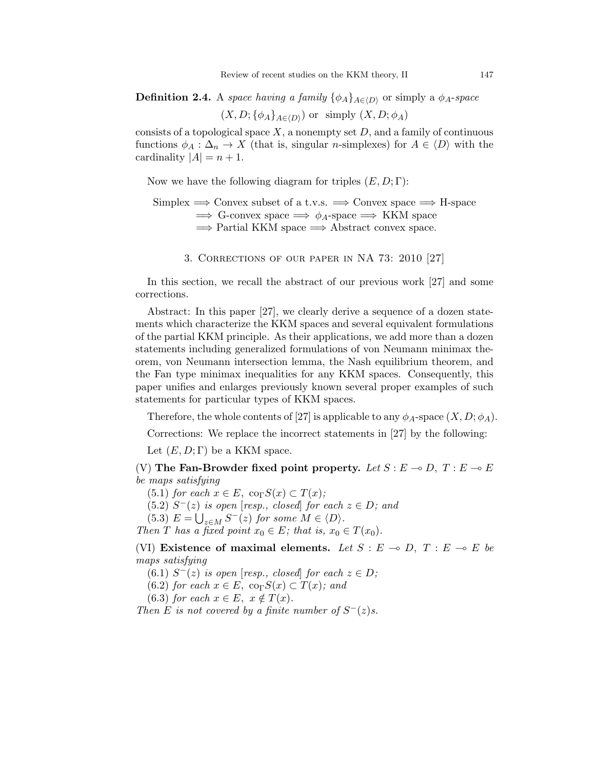**Definition 2.4.** A *space having a family* $\{\phi_A\}_{A\in\langle D\rangle}$ or simply a $\phi_A$*-space*

$$(X, D; \{\phi_A\}_{A\in\langle D\rangle}) \text{ or simply } (X, D; \phi_A)$$

consists of a topological space $X$, a nonempty set $D$, and a family of continuous functions $\phi_A : \Delta_n \to X$ (that is, singular $n$-simplexes) for $A \in \langle D\rangle$ with the cardinality $|A| = n + 1$.

Now we have the following diagram for triples $(E, D; \Gamma)$:

$$\begin{aligned}
&\text{Simplex} \Longrightarrow \text{Convex subset of a t.v.s.} \Longrightarrow \text{Convex space} \Longrightarrow \text{H-space} \\
&\Longrightarrow \text{G-convex space} \Longrightarrow \phi_A\text{-space} \Longrightarrow \text{KKM space} \\
&\Longrightarrow \text{Partial KKM space} \Longrightarrow \text{Abstract convex space.}
\end{aligned}$$

## 3. Corrections of our paper in NA 73: 2010 [27]

In this section, we recall the abstract of our previous work [27] and some corrections.

Abstract: In this paper [27], we clearly derive a sequence of a dozen statements which characterize the KKM spaces and several equivalent formulations of the partial KKM principle. As their applications, we add more than a dozen statements including generalized formulations of von Neumann minimax theorem, von Neumann intersection lemma, the Nash equilibrium theorem, and the Fan type minimax inequalities for any KKM spaces. Consequently, this paper unifies and enlarges previously known several proper examples of such statements for particular types of KKM spaces.

Therefore, the whole contents of [27] is applicable to any $\phi_A$-space $(X, D; \phi_A)$.

Corrections: We replace the incorrect statements in [27] by the following:

Let $(E, D; \Gamma)$ be a KKM space.

(V) **The Fan-Browder fixed point property.** *Let* $S : E \multimap D$, $T : E \multimap E$ *be maps satisfying*

(5.1) *for each* $x \in E$, $\mathrm{co}_\Gamma S(x) \subset T(x)$;

(5.2) $S^-(z)$ *is open* [*resp., closed*] *for each* $z \in D$; *and*

(5.3) $E = \bigcup_{z\in M} S^-(z)$ *for some* $M \in \langle D\rangle$.

*Then* $T$ *has a fixed point* $x_0 \in E$; *that is,* $x_0 \in T(x_0)$.

(VI) **Existence of maximal elements.** *Let* $S : E \multimap D$, $T : E \multimap E$ *be maps satisfying*

(6.1) $S^-(z)$ *is open* [*resp., closed*] *for each* $z \in D$;

(6.2) *for each* $x \in E$, $\mathrm{co}_\Gamma S(x) \subset T(x)$; *and*

(6.3) *for each* $x \in E$, $x \notin T(x)$.

*Then* $E$ *is not covered by a finite number of* $S^-(z)$*s.*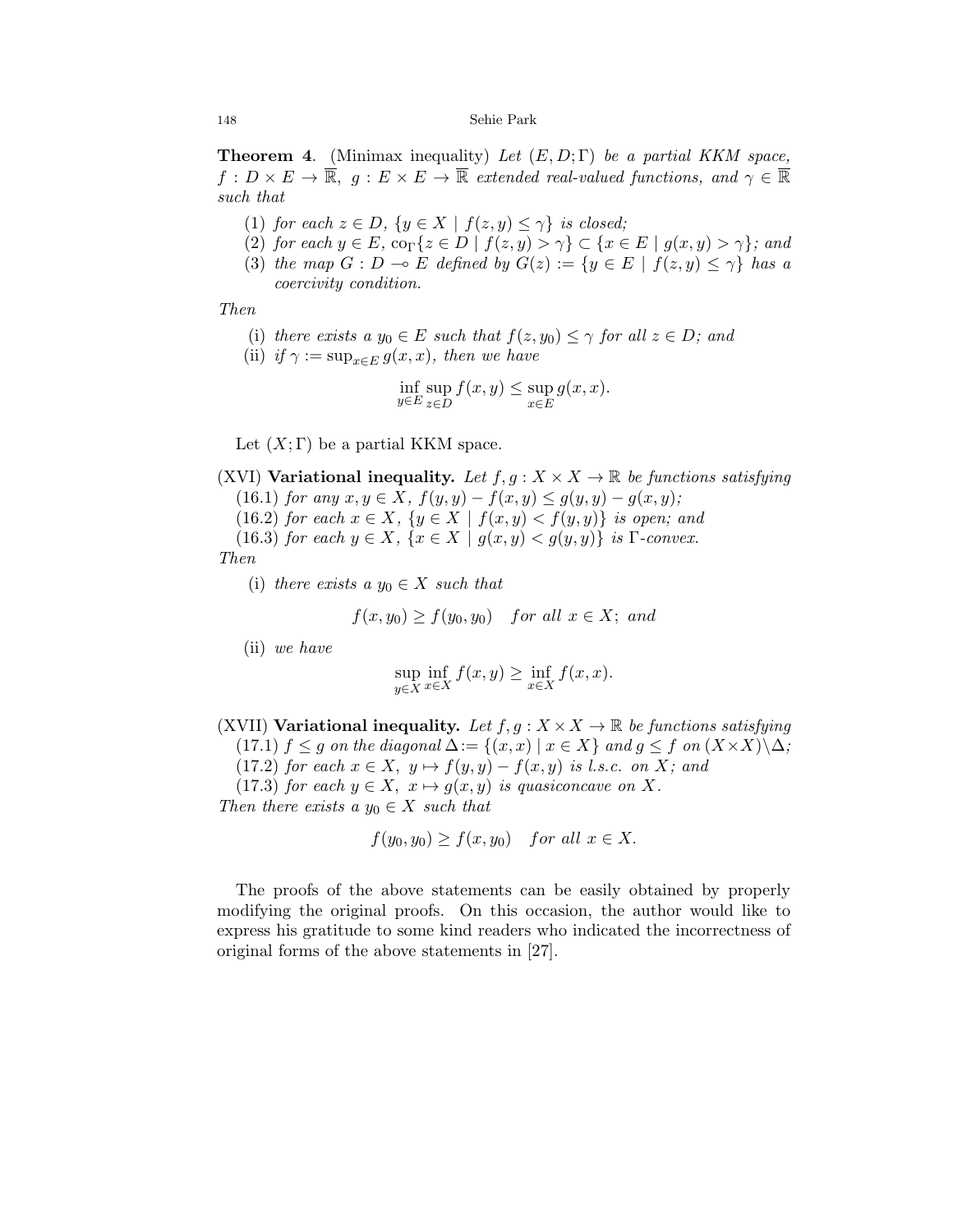**Theorem 4**. (Minimax inequality) *Let $(E, D; \Gamma)$ be a partial KKM space, $f : D \times E \to \overline{\mathbb{R}}$, $g : E \times E \to \overline{\mathbb{R}}$ extended real-valued functions, and $\gamma \in \overline{\mathbb{R}}$ such that*

1. *for each $z \in D$, $\{y \in X \mid f(z, y) \leq \gamma\}$ is closed;*
2. *for each $y \in E$, $\mathrm{co}_\Gamma\{z \in D \mid f(z, y) > \gamma\} \subset \{x \in E \mid g(x, y) > \gamma\}$; and*
3. *the map $G : D \multimap E$ defined by $G(z) := \{y \in E \mid f(z, y) \leq \gamma\}$ has a coercivity condition.*

*Then*

- (i) *there exists a $y_0 \in E$ such that $f(z, y_0) \leq \gamma$ for all $z \in D$; and*
- (ii) *if $\gamma := \sup_{x \in E} g(x, x)$, then we have*

$$\inf_{y \in E} \sup_{z \in D} f(x, y) \leq \sup_{x \in E} g(x, x).$$

Let $(X; \Gamma)$ be a partial KKM space.

(XVI) **Variational inequality.** *Let $f, g : X \times X \to \mathbb{R}$ be functions satisfying*
(16.1) *for any $x, y \in X$, $f(y, y) - f(x, y) \leq g(y, y) - g(x, y)$;*
(16.2) *for each $x \in X$, $\{y \in X \mid f(x, y) < f(y, y)\}$ is open; and*
(16.3) *for each $y \in X$, $\{x \in X \mid g(x, y) < g(y, y)\}$ is $\Gamma$-convex.*
*Then*

- (i) *there exists a $y_0 \in X$ such that*

$$f(x, y_0) \geq f(y_0, y_0) \quad \textit{for all } x \in X; \textit{ and}$$

- (ii) *we have*

$$\sup_{y \in X} \inf_{x \in X} f(x, y) \geq \inf_{x \in X} f(x, x).$$

(XVII) **Variational inequality.** *Let $f, g : X \times X \to \mathbb{R}$ be functions satisfying*
(17.1) *$f \leq g$ on the diagonal $\Delta := \{(x, x) \mid x \in X\}$ and $g \leq f$ on $(X \times X) \setminus \Delta$;*
(17.2) *for each $x \in X$, $y \mapsto f(y, y) - f(x, y)$ is l.s.c. on $X$; and*
(17.3) *for each $y \in X$, $x \mapsto g(x, y)$ is quasiconcave on $X$.*
*Then there exists a $y_0 \in X$ such that*

$$f(y_0, y_0) \geq f(x, y_0) \quad \textit{for all } x \in X.$$

The proofs of the above statements can be easily obtained by properly modifying the original proofs. On this occasion, the author would like to express his gratitude to some kind readers who indicated the incorrectness of original forms of the above statements in [27].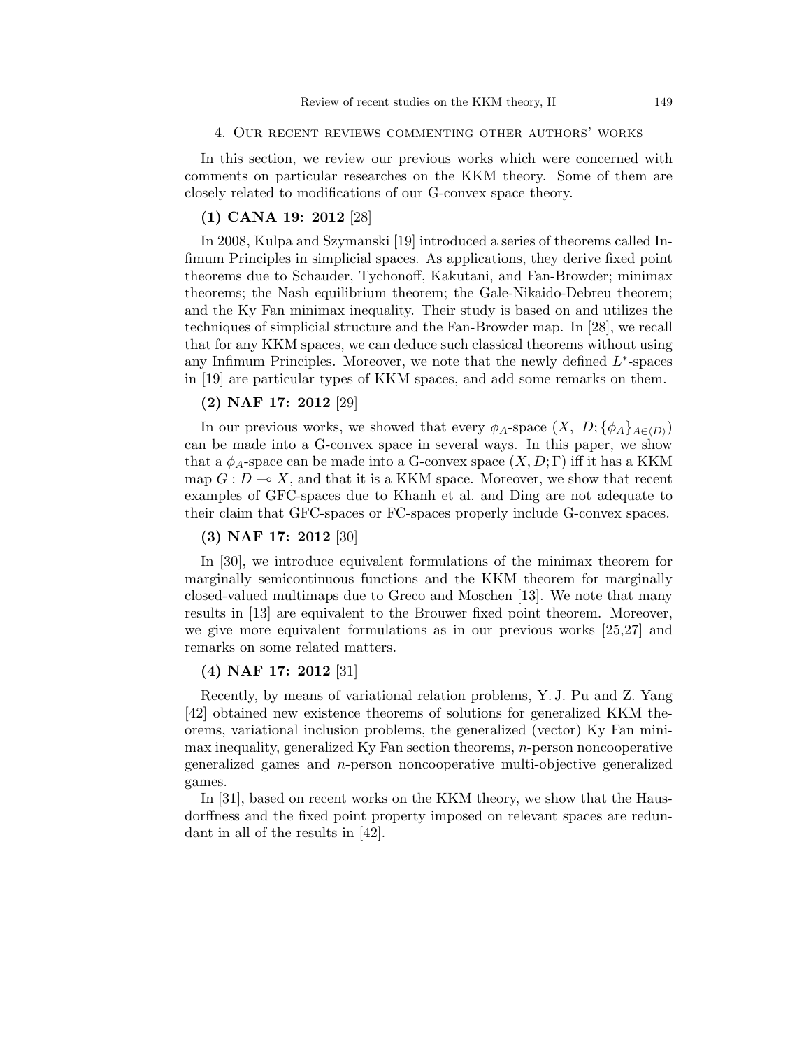## 4. Our recent reviews commenting other authors' works

In this section, we review our previous works which were concerned with comments on particular researches on the KKM theory. Some of them are closely related to modifications of our G-convex space theory.

**(1) CANA 19: 2012** [28]

In 2008, Kulpa and Szymanski [19] introduced a series of theorems called Infimum Principles in simplicial spaces. As applications, they derive fixed point theorems due to Schauder, Tychonoff, Kakutani, and Fan-Browder; minimax theorems; the Nash equilibrium theorem; the Gale-Nikaido-Debreu theorem; and the Ky Fan minimax inequality. Their study is based on and utilizes the techniques of simplicial structure and the Fan-Browder map. In [28], we recall that for any KKM spaces, we can deduce such classical theorems without using any Infimum Principles. Moreover, we note that the newly defined $L^*$-spaces in [19] are particular types of KKM spaces, and add some remarks on them.

**(2) NAF 17: 2012** [29]

In our previous works, we showed that every $\phi_A$-space $(X,\ D; \{\phi_A\}_{A\in\langle D\rangle})$ can be made into a G-convex space in several ways. In this paper, we show that a $\phi_A$-space can be made into a G-convex space $(X, D; \Gamma)$ iff it has a KKM map $G : D \multimap X$, and that it is a KKM space. Moreover, we show that recent examples of GFC-spaces due to Khanh et al. and Ding are not adequate to their claim that GFC-spaces or FC-spaces properly include G-convex spaces.

**(3) NAF 17: 2012** [30]

In [30], we introduce equivalent formulations of the minimax theorem for marginally semicontinuous functions and the KKM theorem for marginally closed-valued multimaps due to Greco and Moschen [13]. We note that many results in [13] are equivalent to the Brouwer fixed point theorem. Moreover, we give more equivalent formulations as in our previous works [25,27] and remarks on some related matters.

**(4) NAF 17: 2012** [31]

Recently, by means of variational relation problems, Y. J. Pu and Z. Yang [42] obtained new existence theorems of solutions for generalized KKM theorems, variational inclusion problems, the generalized (vector) Ky Fan minimax inequality, generalized Ky Fan section theorems, $n$-person noncooperative generalized games and $n$-person noncooperative multi-objective generalized games.

In [31], based on recent works on the KKM theory, we show that the Hausdorffness and the fixed point property imposed on relevant spaces are redundant in all of the results in [42].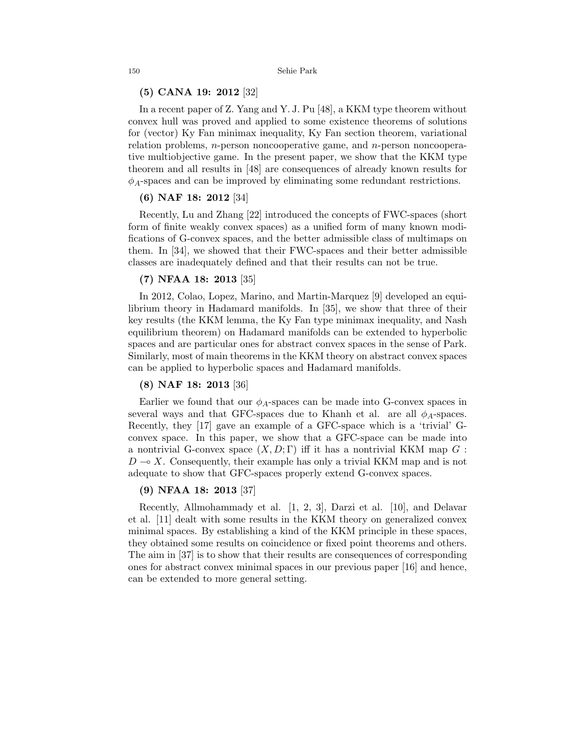**(5) CANA 19: 2012** [32]

In a recent paper of Z. Yang and Y. J. Pu [48], a KKM type theorem without convex hull was proved and applied to some existence theorems of solutions for (vector) Ky Fan minimax inequality, Ky Fan section theorem, variational relation problems, $n$-person noncooperative game, and $n$-person noncooperative multiobjective game. In the present paper, we show that the KKM type theorem and all results in [48] are consequences of already known results for $\phi_A$-spaces and can be improved by eliminating some redundant restrictions.

**(6) NAF 18: 2012** [34]

Recently, Lu and Zhang [22] introduced the concepts of FWC-spaces (short form of finite weakly convex spaces) as a unified form of many known modifications of G-convex spaces, and the better admissible class of multimaps on them. In [34], we showed that their FWC-spaces and their better admissible classes are inadequately defined and that their results can not be true.

**(7) NFAA 18: 2013** [35]

In 2012, Colao, Lopez, Marino, and Martin-Marquez [9] developed an equilibrium theory in Hadamard manifolds. In [35], we show that three of their key results (the KKM lemma, the Ky Fan type minimax inequality, and Nash equilibrium theorem) on Hadamard manifolds can be extended to hyperbolic spaces and are particular ones for abstract convex spaces in the sense of Park. Similarly, most of main theorems in the KKM theory on abstract convex spaces can be applied to hyperbolic spaces and Hadamard manifolds.

**(8) NAF 18: 2013** [36]

Earlier we found that our $\phi_A$-spaces can be made into G-convex spaces in several ways and that GFC-spaces due to Khanh et al. are all $\phi_A$-spaces. Recently, they [17] gave an example of a GFC-space which is a 'trivial' G-convex space. In this paper, we show that a GFC-space can be made into a nontrivial G-convex space $(X, D; \Gamma)$ iff it has a nontrivial KKM map $G : D \multimap X$. Consequently, their example has only a trivial KKM map and is not adequate to show that GFC-spaces properly extend G-convex spaces.

**(9) NFAA 18: 2013** [37]

Recently, Allmohammady et al. [1, 2, 3], Darzi et al. [10], and Delavar et al. [11] dealt with some results in the KKM theory on generalized convex minimal spaces. By establishing a kind of the KKM principle in these spaces, they obtained some results on coincidence or fixed point theorems and others. The aim in [37] is to show that their results are consequences of corresponding ones for abstract convex minimal spaces in our previous paper [16] and hence, can be extended to more general setting.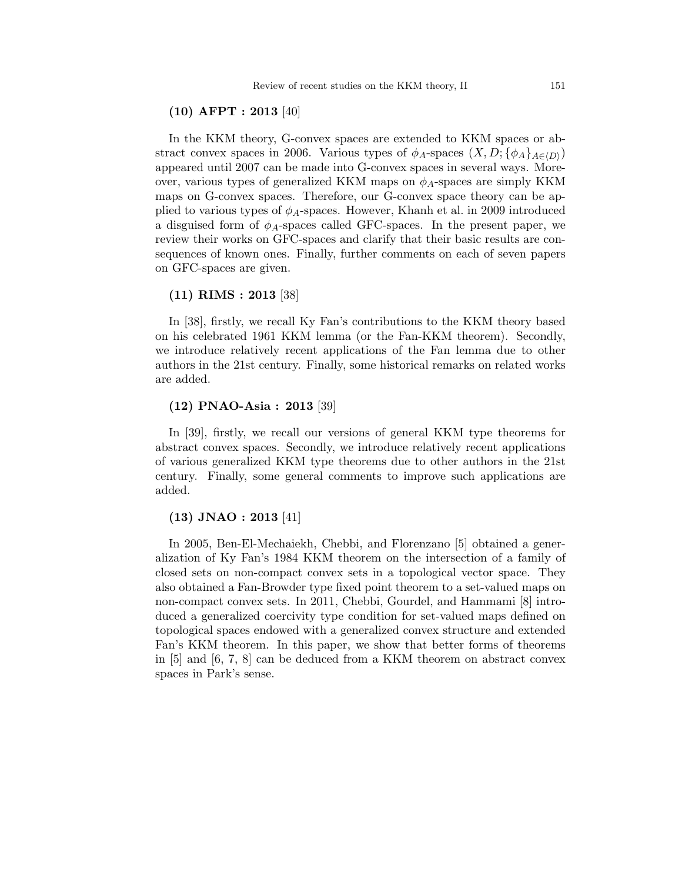**(10) AFPT : 2013** [40]

In the KKM theory, G-convex spaces are extended to KKM spaces or abstract convex spaces in 2006. Various types of $\phi_A$-spaces $(X, D; \{\phi_A\}_{A\in\langle D\rangle})$ appeared until 2007 can be made into G-convex spaces in several ways. Moreover, various types of generalized KKM maps on $\phi_A$-spaces are simply KKM maps on G-convex spaces. Therefore, our G-convex space theory can be applied to various types of $\phi_A$-spaces. However, Khanh et al. in 2009 introduced a disguised form of $\phi_A$-spaces called GFC-spaces. In the present paper, we review their works on GFC-spaces and clarify that their basic results are consequences of known ones. Finally, further comments on each of seven papers on GFC-spaces are given.

**(11) RIMS : 2013** [38]

In [38], firstly, we recall Ky Fan's contributions to the KKM theory based on his celebrated 1961 KKM lemma (or the Fan-KKM theorem). Secondly, we introduce relatively recent applications of the Fan lemma due to other authors in the 21st century. Finally, some historical remarks on related works are added.

**(12) PNAO-Asia : 2013** [39]

In [39], firstly, we recall our versions of general KKM type theorems for abstract convex spaces. Secondly, we introduce relatively recent applications of various generalized KKM type theorems due to other authors in the 21st century. Finally, some general comments to improve such applications are added.

**(13) JNAO : 2013** [41]

In 2005, Ben-El-Mechaiekh, Chebbi, and Florenzano [5] obtained a generalization of Ky Fan's 1984 KKM theorem on the intersection of a family of closed sets on non-compact convex sets in a topological vector space. They also obtained a Fan-Browder type fixed point theorem to a set-valued maps on non-compact convex sets. In 2011, Chebbi, Gourdel, and Hammami [8] introduced a generalized coercivity type condition for set-valued maps defined on topological spaces endowed with a generalized convex structure and extended Fan's KKM theorem. In this paper, we show that better forms of theorems in [5] and [6, 7, 8] can be deduced from a KKM theorem on abstract convex spaces in Park's sense.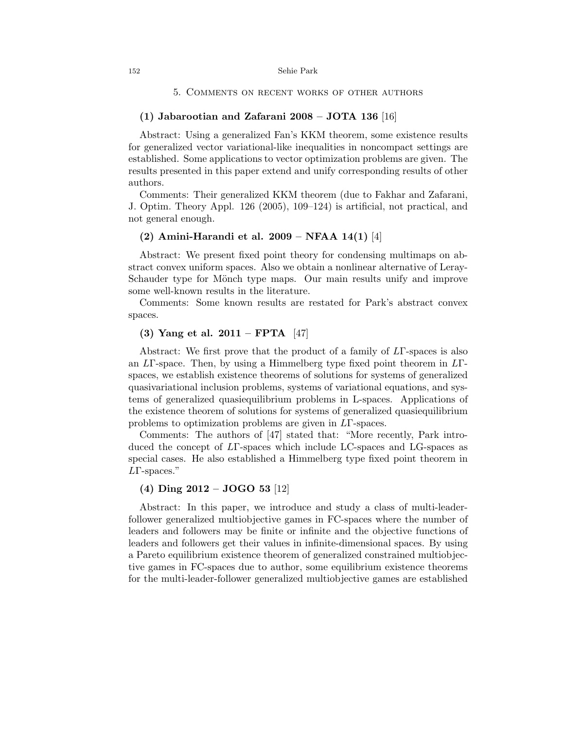## 5. Comments on recent works of other authors

### (1) Jabarootian and Zafarani 2008 – JOTA 136 [16]

Abstract: Using a generalized Fan's KKM theorem, some existence results for generalized vector variational-like inequalities in noncompact settings are established. Some applications to vector optimization problems are given. The results presented in this paper extend and unify corresponding results of other authors.

Comments: Their generalized KKM theorem (due to Fakhar and Zafarani, J. Optim. Theory Appl. 126 (2005), 109–124) is artificial, not practical, and not general enough.

### (2) Amini-Harandi et al. 2009 – NFAA 14(1) [4]

Abstract: We present fixed point theory for condensing multimaps on abstract convex uniform spaces. Also we obtain a nonlinear alternative of Leray-Schauder type for Mönch type maps. Our main results unify and improve some well-known results in the literature.

Comments: Some known results are restated for Park's abstract convex spaces.

### (3) Yang et al. 2011 – FPTA [47]

Abstract: We first prove that the product of a family of $L\Gamma$-spaces is also an $L\Gamma$-space. Then, by using a Himmelberg type fixed point theorem in $L\Gamma$-spaces, we establish existence theorems of solutions for systems of generalized quasivariational inclusion problems, systems of variational equations, and systems of generalized quasiequilibrium problems in L-spaces. Applications of the existence theorem of solutions for systems of generalized quasiequilibrium problems to optimization problems are given in $L\Gamma$-spaces.

Comments: The authors of [47] stated that: "More recently, Park introduced the concept of $L\Gamma$-spaces which include LC-spaces and LG-spaces as special cases. He also established a Himmelberg type fixed point theorem in $L\Gamma$-spaces."

### (4) Ding 2012 – JOGO 53 [12]

Abstract: In this paper, we introduce and study a class of multi-leader-follower generalized multiobjective games in FC-spaces where the number of leaders and followers may be finite or infinite and the objective functions of leaders and followers get their values in infinite-dimensional spaces. By using a Pareto equilibrium existence theorem of generalized constrained multiobjective games in FC-spaces due to author, some equilibrium existence theorems for the multi-leader-follower generalized multiobjective games are established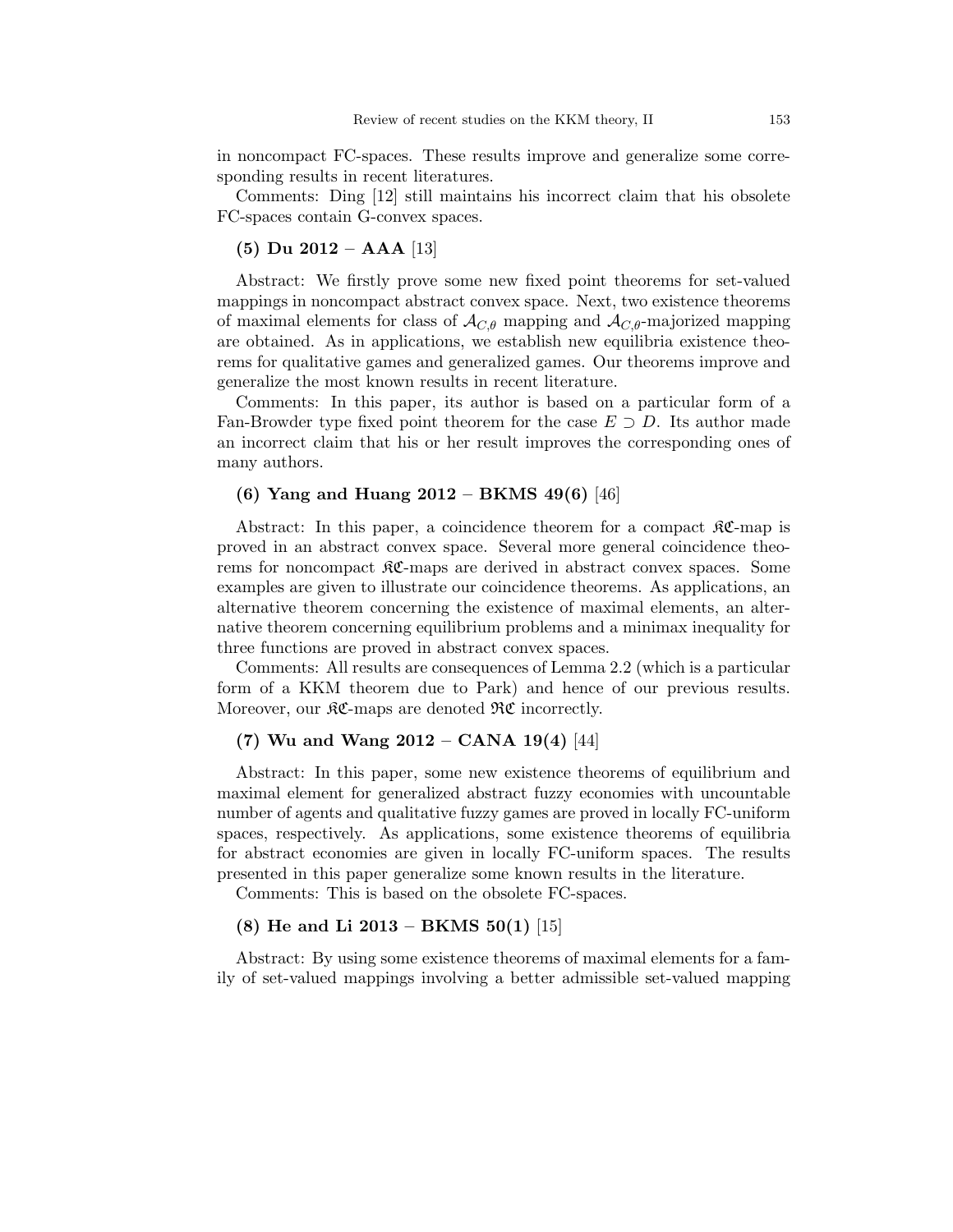in noncompact FC-spaces. These results improve and generalize some corresponding results in recent literatures.

Comments: Ding [12] still maintains his incorrect claim that his obsolete FC-spaces contain G-convex spaces.

**(5) Du 2012 – AAA** [13]

Abstract: We firstly prove some new fixed point theorems for set-valued mappings in noncompact abstract convex space. Next, two existence theorems of maximal elements for class of $\mathcal{A}_{C,\theta}$ mapping and $\mathcal{A}_{C,\theta}$-majorized mapping are obtained. As in applications, we establish new equilibria existence theorems for qualitative games and generalized games. Our theorems improve and generalize the most known results in recent literature.

Comments: In this paper, its author is based on a particular form of a Fan-Browder type fixed point theorem for the case $E \supset D$. Its author made an incorrect claim that his or her result improves the corresponding ones of many authors.

**(6) Yang and Huang 2012 – BKMS 49(6)** [46]

Abstract: In this paper, a coincidence theorem for a compact $\mathfrak{KC}$-map is proved in an abstract convex space. Several more general coincidence theorems for noncompact $\mathfrak{KC}$-maps are derived in abstract convex spaces. Some examples are given to illustrate our coincidence theorems. As applications, an alternative theorem concerning the existence of maximal elements, an alternative theorem concerning equilibrium problems and a minimax inequality for three functions are proved in abstract convex spaces.

Comments: All results are consequences of Lemma 2.2 (which is a particular form of a KKM theorem due to Park) and hence of our previous results. Moreover, our $\mathfrak{KC}$-maps are denoted $\mathfrak{RC}$ incorrectly.

**(7) Wu and Wang 2012 – CANA 19(4)** [44]

Abstract: In this paper, some new existence theorems of equilibrium and maximal element for generalized abstract fuzzy economies with uncountable number of agents and qualitative fuzzy games are proved in locally FC-uniform spaces, respectively. As applications, some existence theorems of equilibria for abstract economies are given in locally FC-uniform spaces. The results presented in this paper generalize some known results in the literature.

Comments: This is based on the obsolete FC-spaces.

**(8) He and Li 2013 – BKMS 50(1)** [15]

Abstract: By using some existence theorems of maximal elements for a family of set-valued mappings involving a better admissible set-valued mapping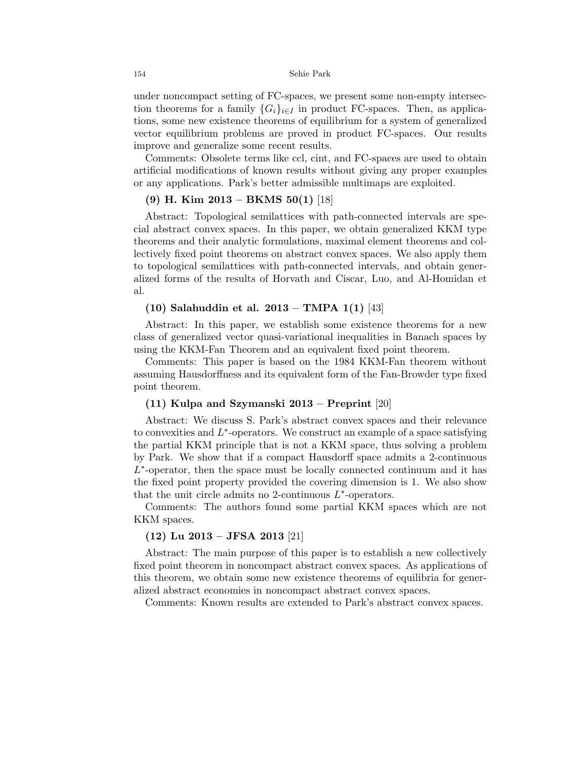under noncompact setting of FC-spaces, we present some non-empty intersection theorems for a family $\{G_i\}_{i\in I}$ in product FC-spaces. Then, as applications, some new existence theorems of equilibrium for a system of generalized vector equilibrium problems are proved in product FC-spaces. Our results improve and generalize some recent results.

Comments: Obsolete terms like ccl, cint, and FC-spaces are used to obtain artificial modifications of known results without giving any proper examples or any applications. Park's better admissible multimaps are exploited.

**(9) H. Kim 2013 – BKMS 50(1)** [18]

Abstract: Topological semilattices with path-connected intervals are special abstract convex spaces. In this paper, we obtain generalized KKM type theorems and their analytic formulations, maximal element theorems and collectively fixed point theorems on abstract convex spaces. We also apply them to topological semilattices with path-connected intervals, and obtain generalized forms of the results of Horvath and Ciscar, Luo, and Al-Homidan et al.

**(10) Salahuddin et al. 2013 – TMPA 1(1)** [43]

Abstract: In this paper, we establish some existence theorems for a new class of generalized vector quasi-variational inequalities in Banach spaces by using the KKM-Fan Theorem and an equivalent fixed point theorem.

Comments: This paper is based on the 1984 KKM-Fan theorem without assuming Hausdorffness and its equivalent form of the Fan-Browder type fixed point theorem.

**(11) Kulpa and Szymanski 2013 – Preprint** [20]

Abstract: We discuss S. Park's abstract convex spaces and their relevance to convexities and $L^*$-operators. We construct an example of a space satisfying the partial KKM principle that is not a KKM space, thus solving a problem by Park. We show that if a compact Hausdorff space admits a 2-continuous $L^*$-operator, then the space must be locally connected continuum and it has the fixed point property provided the covering dimension is 1. We also show that the unit circle admits no 2-continuous $L^*$-operators.

Comments: The authors found some partial KKM spaces which are not KKM spaces.

**(12) Lu 2013 – JFSA 2013** [21]

Abstract: The main purpose of this paper is to establish a new collectively fixed point theorem in noncompact abstract convex spaces. As applications of this theorem, we obtain some new existence theorems of equilibria for generalized abstract economies in noncompact abstract convex spaces.

Comments: Known results are extended to Park's abstract convex spaces.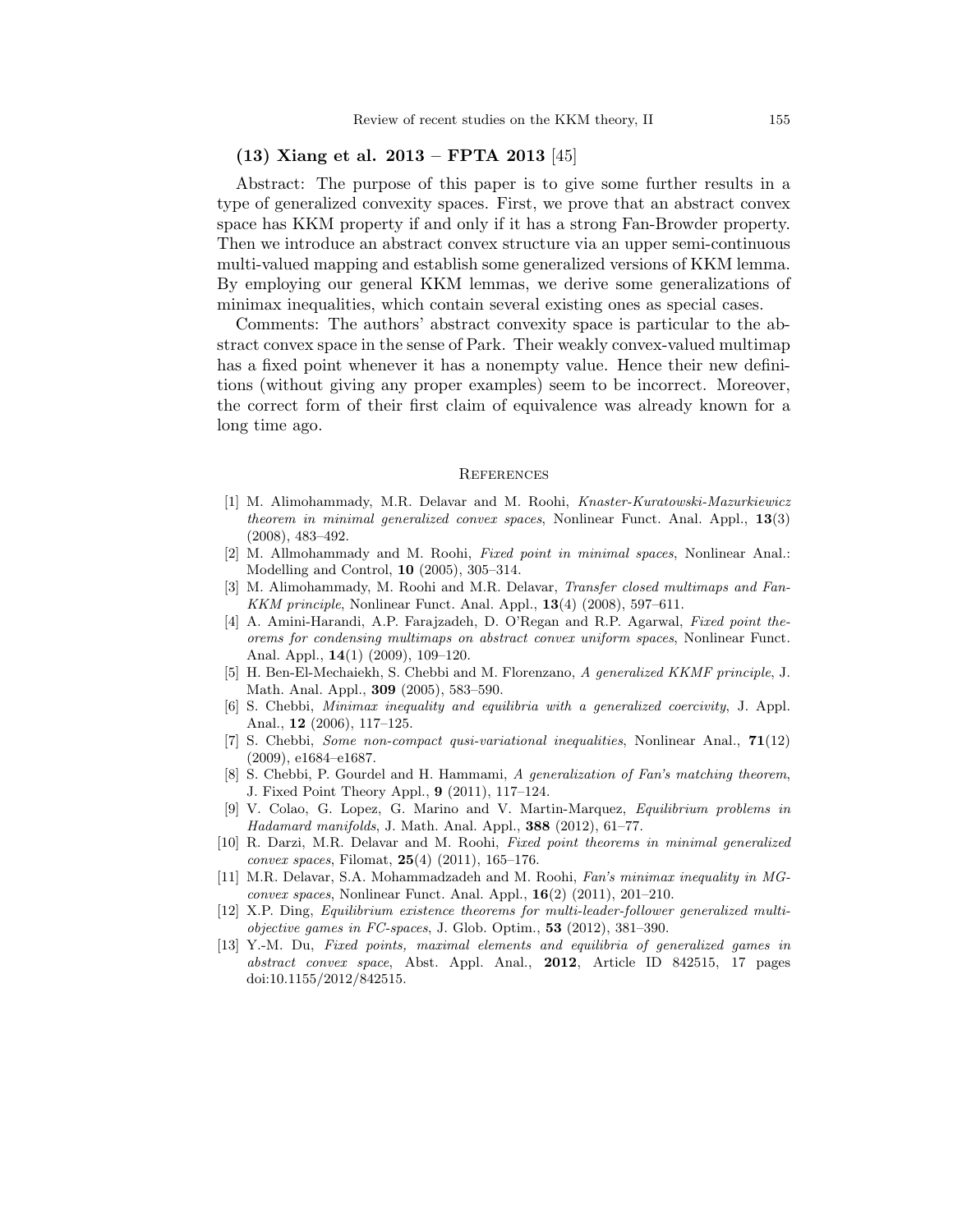### (13) Xiang et al. 2013 – FPTA 2013 [45]

Abstract: The purpose of this paper is to give some further results in a type of generalized convexity spaces. First, we prove that an abstract convex space has KKM property if and only if it has a strong Fan-Browder property. Then we introduce an abstract convex structure via an upper semi-continuous multi-valued mapping and establish some generalized versions of KKM lemma. By employing our general KKM lemmas, we derive some generalizations of minimax inequalities, which contain several existing ones as special cases.

Comments: The authors' abstract convexity space is particular to the abstract convex space in the sense of Park. Their weakly convex-valued multimap has a fixed point whenever it has a nonempty value. Hence their new definitions (without giving any proper examples) seem to be incorrect. Moreover, the correct form of their first claim of equivalence was already known for a long time ago.

## References

[1] M. Alimohammady, M.R. Delavar and M. Roohi, *Knaster-Kuratowski-Mazurkiewicz theorem in minimal generalized convex spaces*, Nonlinear Funct. Anal. Appl., **13**(3) (2008), 483–492.

[2] M. Allmohammady and M. Roohi, *Fixed point in minimal spaces*, Nonlinear Anal.: Modelling and Control, **10** (2005), 305–314.

[3] M. Alimohammady, M. Roohi and M.R. Delavar, *Transfer closed multimaps and Fan-KKM principle*, Nonlinear Funct. Anal. Appl., **13**(4) (2008), 597–611.

[4] A. Amini-Harandi, A.P. Farajzadeh, D. O'Regan and R.P. Agarwal, *Fixed point theorems for condensing multimaps on abstract convex uniform spaces*, Nonlinear Funct. Anal. Appl., **14**(1) (2009), 109–120.

[5] H. Ben-El-Mechaiekh, S. Chebbi and M. Florenzano, *A generalized KKMF principle*, J. Math. Anal. Appl., **309** (2005), 583–590.

[6] S. Chebbi, *Minimax inequality and equilibria with a generalized coercivity*, J. Appl. Anal., **12** (2006), 117–125.

[7] S. Chebbi, *Some non-compact qusi-variational inequalities*, Nonlinear Anal., **71**(12) (2009), e1684–e1687.

[8] S. Chebbi, P. Gourdel and H. Hammami, *A generalization of Fan's matching theorem*, J. Fixed Point Theory Appl., **9** (2011), 117–124.

[9] V. Colao, G. Lopez, G. Marino and V. Martin-Marquez, *Equilibrium problems in Hadamard manifolds*, J. Math. Anal. Appl., **388** (2012), 61–77.

[10] R. Darzi, M.R. Delavar and M. Roohi, *Fixed point theorems in minimal generalized convex spaces*, Filomat, **25**(4) (2011), 165–176.

[11] M.R. Delavar, S.A. Mohammadzadeh and M. Roohi, *Fan's minimax inequality in MG-convex spaces*, Nonlinear Funct. Anal. Appl., **16**(2) (2011), 201–210.

[12] X.P. Ding, *Equilibrium existence theorems for multi-leader-follower generalized multiobjective games in FC-spaces*, J. Glob. Optim., **53** (2012), 381–390.

[13] Y.-M. Du, *Fixed points, maximal elements and equilibria of generalized games in abstract convex space*, Abst. Appl. Anal., **2012**, Article ID 842515, 17 pages doi:10.1155/2012/842515.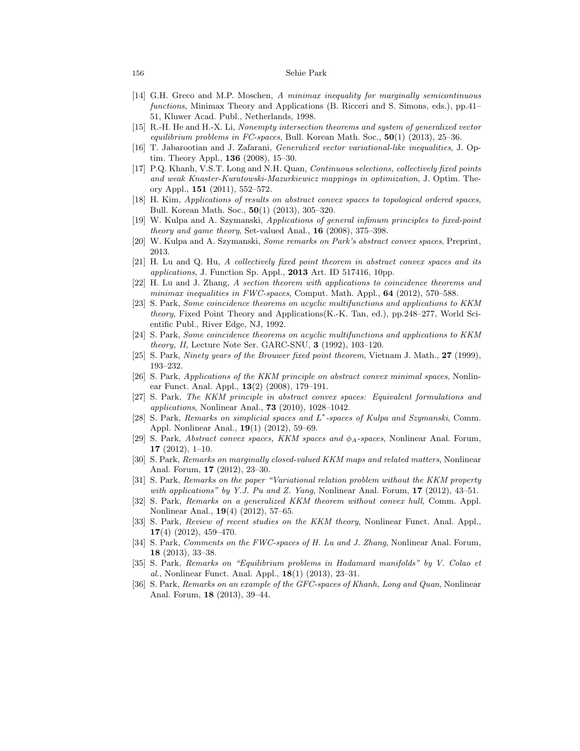[14] G.H. Greco and M.P. Moschen, *A minimax inequality for marginally semicontinuous functions*, Minimax Theory and Applications (B. Ricceri and S. Simons, eds.), pp.41–51, Kluwer Acad. Publ., Netherlands, 1998.

[15] R.-H. He and H.-X. Li, *Nonempty intersection theorems and system of generalized vector equilibrium problems in FC-spaces*, Bull. Korean Math. Soc., **50**(1) (2013), 25–36.

[16] T. Jabarootian and J. Zafarani, *Generalized vector variational-like inequalities*, J. Optim. Theory Appl., **136** (2008), 15–30.

[17] P.Q. Khanh, V.S.T. Long and N.H. Quan, *Continuous selections, collectively fixed points and weak Knaster-Kuratowski-Mazurkiewicz mappings in optimization*, J. Optim. Theory Appl., **151** (2011), 552–572.

[18] H. Kim, *Applications of results on abstract convex spaces to topological ordered spaces*, Bull. Korean Math. Soc., **50**(1) (2013), 305–320.

[19] W. Kulpa and A. Szymanski, *Applications of general infimum principles to fixed-point theory and game theory*, Set-valued Anal., **16** (2008), 375–398.

[20] W. Kulpa and A. Szymanski, *Some remarks on Park's abstract convex spaces*, Preprint, 2013.

[21] H. Lu and Q. Hu, *A collectively fixed point theorem in abstract convex spaces and its applications*, J. Function Sp. Appl., **2013** Art. ID 517416, 10pp.

[22] H. Lu and J. Zhang, *A section theorem with applications to coincidence theorems and minimax inequalities in FWC-spaces*, Comput. Math. Appl., **64** (2012), 570–588.

[23] S. Park, *Some coincidence theorems on acyclic multifunctions and applications to KKM theory*, Fixed Point Theory and Applications(K.-K. Tan, ed.), pp.248–277, World Scientific Publ., River Edge, NJ, 1992.

[24] S. Park, *Some coincidence theorems on acyclic multifunctions and applications to KKM theory, II*, Lecture Note Ser. GARC-SNU, **3** (1992), 103–120.

[25] S. Park, *Ninety years of the Brouwer fixed point theorem*, Vietnam J. Math., **27** (1999), 193–232.

[26] S. Park, *Applications of the KKM principle on abstract convex minimal spaces*, Nonlinear Funct. Anal. Appl., **13**(2) (2008), 179–191.

[27] S. Park, *The KKM principle in abstract convex spaces: Equivalent formulations and applications*, Nonlinear Anal., **73** (2010), 1028–1042.

[28] S. Park, *Remarks on simplicial spaces and $L^*$-spaces of Kulpa and Szymanski*, Comm. Appl. Nonlinear Anal., **19**(1) (2012), 59–69.

[29] S. Park, *Abstract convex spaces, KKM spaces and $\phi_A$-spaces*, Nonlinear Anal. Forum, **17** (2012), 1–10.

[30] S. Park, *Remarks on marginally closed-valued KKM maps and related matters*, Nonlinear Anal. Forum, **17** (2012), 23–30.

[31] S. Park, *Remarks on the paper "Variational relation problem without the KKM property with applications" by Y.J. Pu and Z. Yang*, Nonlinear Anal. Forum, **17** (2012), 43–51.

[32] S. Park, *Remarks on a generalized KKM theorem without convex hull*, Comm. Appl. Nonlinear Anal., **19**(4) (2012), 57–65.

[33] S. Park, *Review of recent studies on the KKM theory*, Nonlinear Funct. Anal. Appl., **17**(4) (2012), 459–470.

[34] S. Park, *Comments on the FWC-spaces of H. Lu and J. Zhang*, Nonlinear Anal. Forum, **18** (2013), 33–38.

[35] S. Park, *Remarks on "Equilibrium problems in Hadamard manifolds" by V. Colao et al.*, Nonlinear Funct. Anal. Appl., **18**(1) (2013), 23–31.

[36] S. Park, *Remarks on an example of the GFC-spaces of Khanh, Long and Quan*, Nonlinear Anal. Forum, **18** (2013), 39–44.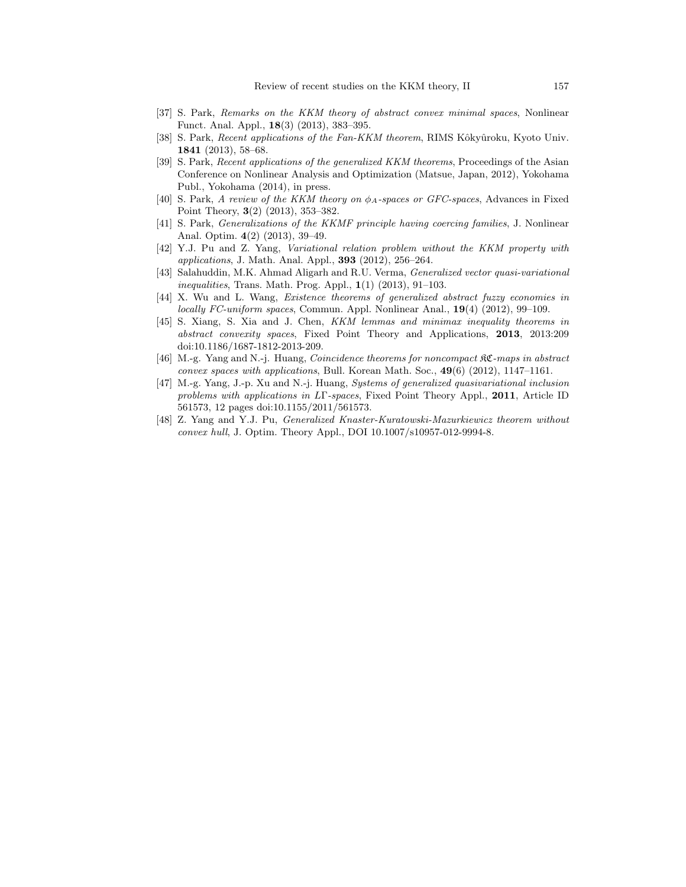[37] S. Park, *Remarks on the KKM theory of abstract convex minimal spaces*, Nonlinear Funct. Anal. Appl., **18**(3) (2013), 383–395.

[38] S. Park, *Recent applications of the Fan-KKM theorem*, RIMS Kôkyûroku, Kyoto Univ. **1841** (2013), 58–68.

[39] S. Park, *Recent applications of the generalized KKM theorems*, Proceedings of the Asian Conference on Nonlinear Analysis and Optimization (Matsue, Japan, 2012), Yokohama Publ., Yokohama (2014), in press.

[40] S. Park, *A review of the KKM theory on $\phi_A$-spaces or GFC-spaces*, Advances in Fixed Point Theory, **3**(2) (2013), 353–382.

[41] S. Park, *Generalizations of the KKMF principle having coercing families*, J. Nonlinear Anal. Optim. **4**(2) (2013), 39–49.

[42] Y.J. Pu and Z. Yang, *Variational relation problem without the KKM property with applications*, J. Math. Anal. Appl., **393** (2012), 256–264.

[43] Salahuddin, M.K. Ahmad Aligarh and R.U. Verma, *Generalized vector quasi-variational inequalities*, Trans. Math. Prog. Appl., **1**(1) (2013), 91–103.

[44] X. Wu and L. Wang, *Existence theorems of generalized abstract fuzzy economies in locally FC-uniform spaces*, Commun. Appl. Nonlinear Anal., **19**(4) (2012), 99–109.

[45] S. Xiang, S. Xia and J. Chen, *KKM lemmas and minimax inequality theorems in abstract convexity spaces*, Fixed Point Theory and Applications, **2013**, 2013:209 doi:10.1186/1687-1812-2013-209.

[46] M.-g. Yang and N.-j. Huang, *Coincidence theorems for noncompact $\mathfrak{KC}$-maps in abstract convex spaces with applications*, Bull. Korean Math. Soc., **49**(6) (2012), 1147–1161.

[47] M.-g. Yang, J.-p. Xu and N.-j. Huang, *Systems of generalized quasivariational inclusion problems with applications in $L\Gamma$-spaces*, Fixed Point Theory Appl., **2011**, Article ID 561573, 12 pages doi:10.1155/2011/561573.

[48] Z. Yang and Y.J. Pu, *Generalized Knaster-Kuratowski-Mazurkiewicz theorem without convex hull*, J. Optim. Theory Appl., DOI 10.1007/s10957-012-9994-8.